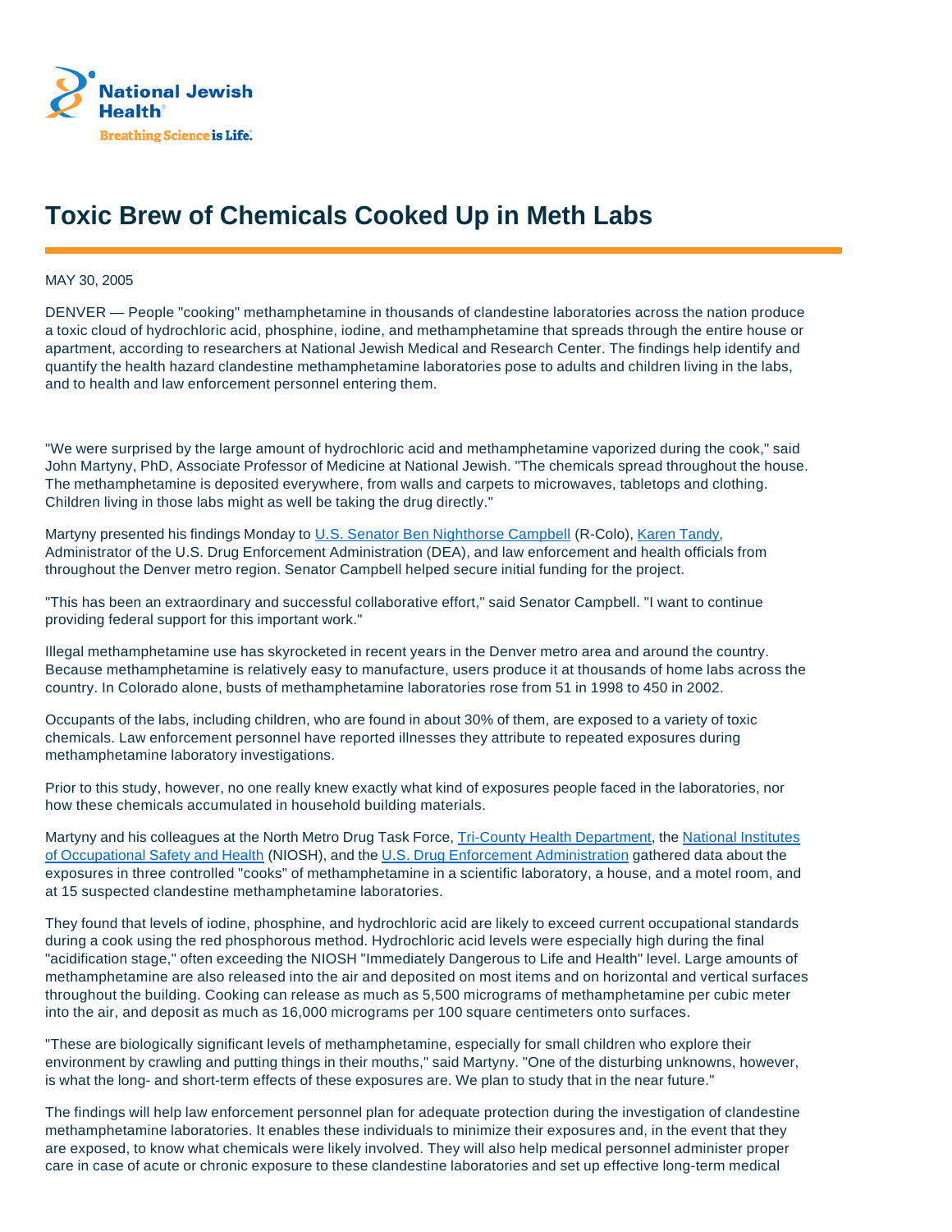National Jewish Health®

Breathing Science is Life.

# Toxic Brew of Chemicals Cooked Up in Meth Labs

MAY 30, 2005

DENVER — People "cooking" methamphetamine in thousands of clandestine laboratories across the nation produce a toxic cloud of hydrochloric acid, phosphine, iodine, and methamphetamine that spreads through the entire house or apartment, according to researchers at National Jewish Medical and Research Center. The findings help identify and quantify the health hazard clandestine methamphetamine laboratories pose to adults and children living in the labs, and to health and law enforcement personnel entering them.

"We were surprised by the large amount of hydrochloric acid and methamphetamine vaporized during the cook," said John Martyny, PhD, Associate Professor of Medicine at National Jewish. "The chemicals spread throughout the house. The methamphetamine is deposited everywhere, from walls and carpets to microwaves, tabletops and clothing. Children living in those labs might as well be taking the drug directly."

Martyny presented his findings Monday to U.S. Senator Ben Nighthorse Campbell (R-Colo), Karen Tandy, Administrator of the U.S. Drug Enforcement Administration (DEA), and law enforcement and health officials from throughout the Denver metro region. Senator Campbell helped secure initial funding for the project.

"This has been an extraordinary and successful collaborative effort," said Senator Campbell. "I want to continue providing federal support for this important work."

Illegal methamphetamine use has skyrocketed in recent years in the Denver metro area and around the country. Because methamphetamine is relatively easy to manufacture, users produce it at thousands of home labs across the country. In Colorado alone, busts of methamphetamine laboratories rose from 51 in 1998 to 450 in 2002.

Occupants of the labs, including children, who are found in about 30% of them, are exposed to a variety of toxic chemicals. Law enforcement personnel have reported illnesses they attribute to repeated exposures during methamphetamine laboratory investigations.

Prior to this study, however, no one really knew exactly what kind of exposures people faced in the laboratories, nor how these chemicals accumulated in household building materials.

Martyny and his colleagues at the North Metro Drug Task Force, Tri-County Health Department, the National Institutes of Occupational Safety and Health (NIOSH), and the U.S. Drug Enforcement Administration gathered data about the exposures in three controlled "cooks" of methamphetamine in a scientific laboratory, a house, and a motel room, and at 15 suspected clandestine methamphetamine laboratories.

They found that levels of iodine, phosphine, and hydrochloric acid are likely to exceed current occupational standards during a cook using the red phosphorous method. Hydrochloric acid levels were especially high during the final "acidification stage," often exceeding the NIOSH "Immediately Dangerous to Life and Health" level. Large amounts of methamphetamine are also released into the air and deposited on most items and on horizontal and vertical surfaces throughout the building. Cooking can release as much as 5,500 micrograms of methamphetamine per cubic meter into the air, and deposit as much as 16,000 micrograms per 100 square centimeters onto surfaces.

"These are biologically significant levels of methamphetamine, especially for small children who explore their environment by crawling and putting things in their mouths," said Martyny. "One of the disturbing unknowns, however, is what the long- and short-term effects of these exposures are. We plan to study that in the near future."

The findings will help law enforcement personnel plan for adequate protection during the investigation of clandestine methamphetamine laboratories. It enables these individuals to minimize their exposures and, in the event that they are exposed, to know what chemicals were likely involved. They will also help medical personnel administer proper care in case of acute or chronic exposure to these clandestine laboratories and set up effective long-term medical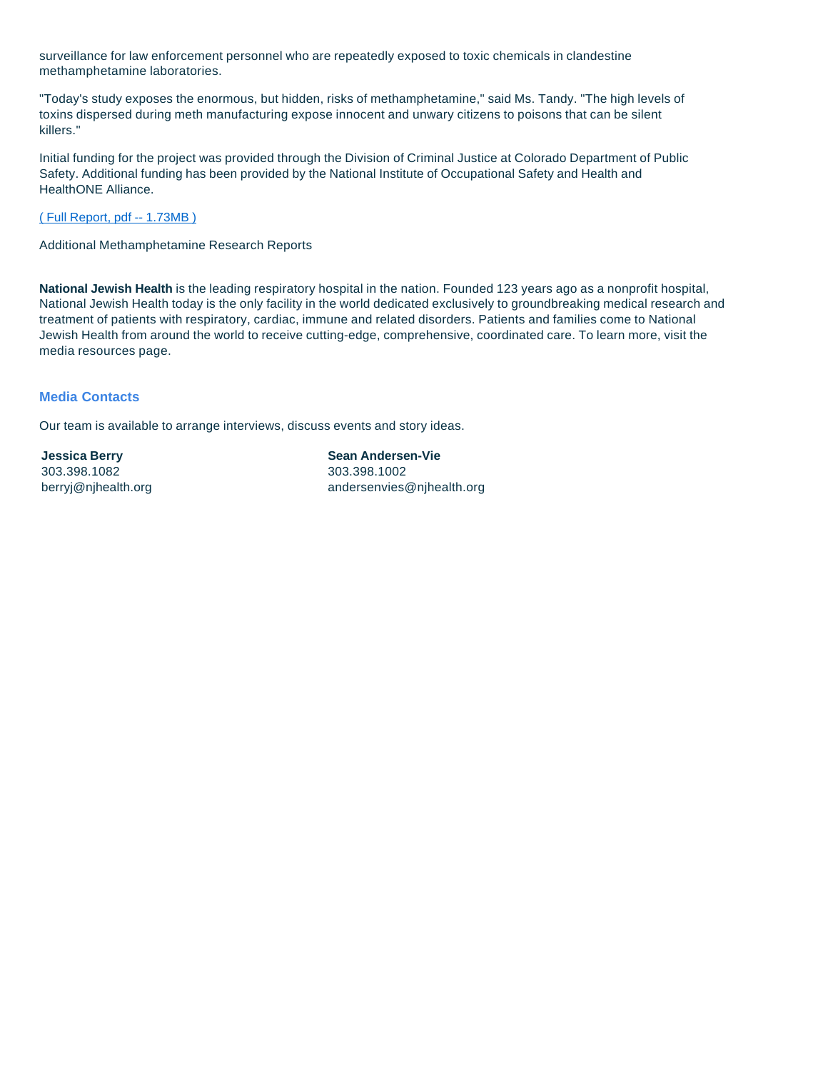surveillance for law enforcement personnel who are repeatedly exposed to toxic chemicals in clandestine methamphetamine laboratories.

"Today's study exposes the enormous, but hidden, risks of methamphetamine," said Ms. Tandy. "The high levels of toxins dispersed during meth manufacturing expose innocent and unwary citizens to poisons that can be silent killers."

Initial funding for the project was provided through the Division of Criminal Justice at Colorado Department of Public Safety. Additional funding has been provided by the National Institute of Occupational Safety and Health and HealthONE Alliance.

( Full Report, pdf -- 1.73MB )

Additional Methamphetamine Research Reports

**National Jewish Health** is the leading respiratory hospital in the nation. Founded 123 years ago as a nonprofit hospital, National Jewish Health today is the only facility in the world dedicated exclusively to groundbreaking medical research and treatment of patients with respiratory, cardiac, immune and related disorders. Patients and families come to National Jewish Health from around the world to receive cutting-edge, comprehensive, coordinated care. To learn more, visit the media resources page.

### Media Contacts

Our team is available to arrange interviews, discuss events and story ideas.

**Jessica Berry**
303.398.1082
berryj@njhealth.org

**Sean Andersen-Vie**
303.398.1002
andersenvies@njhealth.org